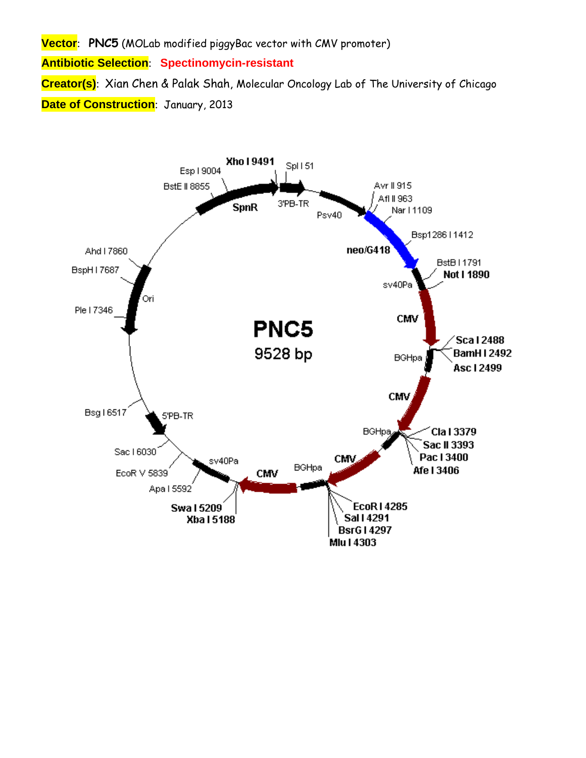**Vector**: **PNC5** (MOLab modified piggyBac vector with CMV promoter)

**Antibiotic Selection**: **Spectinomycin-resistant**

**Creator(s)**: Xian Chen & Palak Shah, Molecular Oncology Lab of The University of Chicago

**Date of Construction**: January, 2013

**PNC5**
9528 bp

Xho I 9491, Spl I 51, Esp I 9004, BstE II 8855, SpnR, 3'PB-TR, Psv40, Avr II 915, Afl II 963, Nar I 1109, Bsp1286 I 1412, neo/G418, BstB I 1791, Not I 1890, sv40Pa, CMV, Sca I 2488, BamH I 2492, Asc I 2499, BGHpa, CMV, BGHpa, Cla I 3379, Sac II 3393, Pac I 3400, Afe I 3406, CMV, BGHpa, EcoR I 4285, Sal I 4291, BsrG I 4297, Mlu I 4303, CMV, Swa I 5209, Xba I 5188, sv40Pa, Apa I 5592, EcoR V 5839, Sac I 6030, 5'PB-TR, Bsg I 6517, Ple I 7346, Ori, BspH I 7687, Ahd I 7860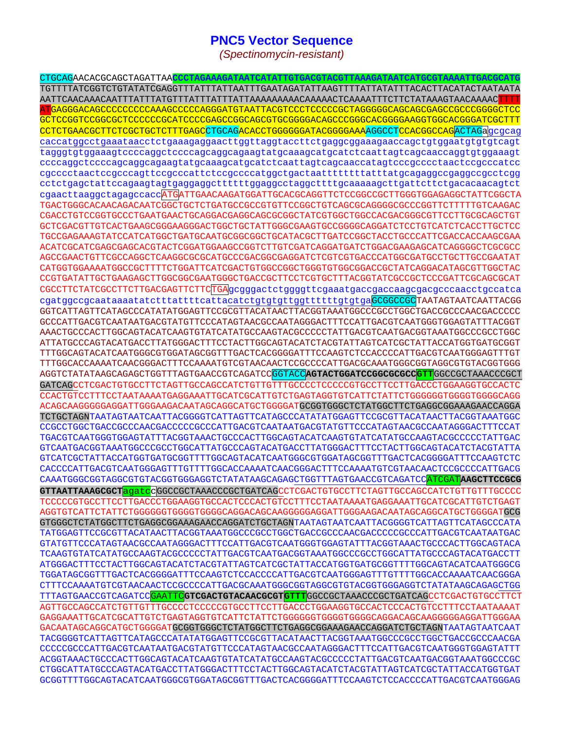# PNC5 Vector Sequence

*(Spectinomycin-resistant)*

CTGCAGAACACGCAGCTAGATTAA**CCCTAGAAAGATAATCATATTGTGACGTACGTTAAAGATAATCATGCGTAAAATTGACGCATG**
TGTTTTATCGGTCTGTATATCGAGGTTTATTTATTAATTTGAATAGATATTAAGTTTTATTATATTTACACTTACATACTAATAATA
AATTCAACAAACAATTTATTTATGTTTATTTATTTATTAAAAAAAAACAAAAACTCAAAATTTCTTCTATAAAGTAACAAAACTTTT
ATGAGGGACAGCCCCCCCCCAAAGCCCCCAGGGATGTAATTACGTCCCTCCCCCGCTAGGGGGCAGCAGCGAGCCGCCCGGGGCTCC
GCTCCGGTCCGGCGCTCCCCCCGCATCCCCGAGCCGGCAGCGTGCGGGGACAGCCCGGGCACGGGGAAGGTGGCACGGGATCGCTTT
CCTCTGAACGCTTCTCGCTGCTCTTTGAGCCTGCAGACACCTGGGGGGATACGGGGAAAAGGCCTCCACGGCCAGACTAGAgcgcag
caccatggcctgaaataacctctgaaagaggaacttggttaggtaccttctgaggcggaaagaaccagctgtggaatgtgtgtcagt
tagggtgtggaaagtccccaggctccccagcaggcagaagtatgcaaagcatgcatctcaattagtcagcaaccaggtgtggaaagt
ccccaggctccccagcaggcagaagtatgcaaagcatgcatctcaattagtcagcaaccatagtcccgcccctaactccgcccatcc
cgcccctaactccgcccagttccgcccattctccgccccatggctgactaattttttttatttatgcagaggccgaggccgcctcgg
cctctgagctattccagaagtagtgaggaggcttttttggaggcctaggcttttgcaaaaagcttgattcttctgacacaacagtct
cgaacttaaggctagagccaccATGATTGAACAAGATGGATTGCACGCAGGTTCTCCGGCCGCTTGGGTGGAGAGGCTATTCGGCTA
TGACTGGGCACAACAGACAATCGGCTGCTCTGATGCCGCCGTGTTCCGGCTGTCAGCGCAGGGGCGCCCGGTTCTTTTTGTCAAGAC
CGACCTGTCCGGTGCCCTGAATGAACTGCAGGACGAGGCAGCGCGGCTATCGTGGCTGGCCACGACGGGCGTTCCTTGCGCAGCTGT
GCTCGACGTTGTCACTGAAGCGGGAAGGGACTGGCTGCTATTGGGCGAAGTGCCGGGGCAGGATCTCCTGTCATCTCACCTTGCTCC
TGCCGAGAAAGTATCCATCATGGCTGATGCAATGCGGCGGCTGCATACGCTTGATCCGGCTACCTGCCCATTCGACCACCAAGCGAA
ACATCGCATCGAGCGAGCACGTACTCGGATGGAAGCCGGTCTTGTCGATCAGGATGATCTGGACGAAGAGCATCAGGGGCTCGCGCC
AGCCGAACTGTTCGCCAGGCTCAAGGCGCGCATGCCCGACGGCGAGGATCTCGTCGTGACCCATGGCGATGCCTGCTTGCCGAATAT
CATGGTGGAAAATGGCCGCTTTTCTGGATTCATCGACTGTGGCCGGCTGGGTGTGGCGGACCGCTATCAGGACATAGCGTTGGCTAC
CCGTGATATTGCTGAAGAGCTTGGCGGCGAATGGGCTGACCGCTTCCTCGTGCTTTACGGTATCGCCGCTCCCGATTCGCAGCGCAT
CGCCTTCTATCGCCTTCTTGACGAGTTCTTCTGAgcgggactctggggttcgaaatgaccgaccaagcgacgcccaacctgccatca
cgatggccgcaataaaatatctttattttcattacatctgtgtgttggttttttgtgtgaGCGGCCGCTAATAGTAATCAATTACGG
GGTCATTAGTTCATAGCCCATATATGGAGTTCCGCGTTACATAACTTACGGTAAATGGCCCGCCTGGCTGACCGCCCAACGACCCCC
GCCCATTGACGTCAATAATGACGTATGTTCCCATAGTAACGCCAATAGGGACTTTCCATTGACGTCAATGGGTGGAGTATTTACGGT
AAACTGCCCACTTGGCAGTACATCAAGTGTATCATATGCCAAGTACGCCCCCTATTGACGTCAATGACGGTAAATGGCCCGCCTGGC
ATTATGCCCAGTACATGACCTTATGGGACTTTCCTACTTGGCAGTACATCTACGTATTAGTCATCGCTATTACCATGGTGATGCGGT
TTTGGCAGTACATCAATGGGCGTGGATAGCGGTTTGACTCACGGGGATTTCCAAGTCTCCACCCCATTGACGTCAATGGGAGTTTGT
TTTGGCACCAAAATCAACGGGACTTTCCAAAATGTCGTAACAACTCCGCCCCATTGACGCAAATGGGCGGTAGGCGTGTACGGTGGG
AGGTCTATATAAGCAGAGCTGGTTTAGTGAACCGTCAGATCCGGTACC**AGTACTGGATCCGGCGCGCCGTT**GGCCGCTAAACCCGCT
GATCAGCCTCGACTGTGCCTTCTAGTTGCCAGCCATCTGTTGTTTGCCCCTCCCCCGTGCCTTCCTTGACCCTGGAAGGTGCCACTC
CCACTGTCCTTTCCTAATAAAATGAGGAAATTGCATCGCATTGTCTGAGTAGGTGTCATTCTATTCTGGGGGGTGGGGTGGGGCAGG
ACAGCAAGGGGGAGGATTGGGAAGACAATAGCAGGCATGCTGGGGATGCGGTGGGCTCTATGGCTTCTGAGGCGGAAAGAACCAGGA
TCTGCTAGNTAATAGTAATCAATTACGGGGTCATTAGTTCATAGCCCATATATGGAGTTCCGCGTTACATAACTTACGGTAAATGGC
CCGCCTGGCTGACCGCCCAACGACCCCCGCCCATTGACGTCAATAATGACGTATGTTCCCATAGTAACGCCAATAGGGACTTTCCAT
TGACGTCAATGGGTGGAGTATTTACGGTAAACTGCCCACTTGGCAGTACATCAAGTGTATCATATGCCAAGTACGCCCCCTATTGAC
GTCAATGACGGTAAATGGCCCGCCTGGCATTATGCCCAGTACATGACCTTATGGGACTTTCCTACTTGGCAGTACATCTACGTATTA
GTCATCGCTATTACCATGGTGATGCGGTTTTGGCAGTACATCAATGGGCGTGGATAGCGGTTTGACTCACGGGGATTTCCAAGTCTC
CACCCCATTGACGTCAATGGGAGTTTGTTTTGGCACCAAAATCAACGGGACTTTCCAAAATGTCGTAACAACTCCGCCCCATTGACG
CAAATGGGCGGTAGGCGTGTACGGTGGGAGGTCTATATAAGCAGAGCTGGTTTAGTGAACCGTCAGATCCATCGAT**AAGCTTCCGCG**
**GTTAATTAAAGCGCT**agatccGGCCGCTAAACCCGCTGATCAGCCTCGACTGTGCCTTCTAGTTGCCAGCCATCTGTTGTTTGCCCC
TCCCCCGTGCCTTCCTTGACCCTGGAAGGTGCCACTCCCACTGTCCTTTCCTAATAAAATGAGGAAATTGCATCGCATTGTCTGAGT
AGGTGTCATTCTATTCTGGGGGGTGGGGTGGGGCAGGACAGCAAGGGGGAGGATTGGGAAGACAATAGCAGGCATGCTGGGGATGCG
GTGGGCTCTATGGCTTCTGAGGCGGAAAGAACCAGGATCTGCTAGNTAATAGTAATCAATTACGGGGTCATTAGTTCATAGCCCATA
TATGGAGTTCCGCGTTACATAACTTACGGTAAATGGCCCGCCTGGCTGACCGCCCAACGACCCCCGCCCATTGACGTCAATAATGAC
GTATGTTCCCATAGTAACGCCAATAGGGACTTTCCATTGACGTCAATGGGTGGAGTATTTACGGTAAACTGCCCACTTGGCAGTACA
TCAAGTGTATCATATGCCAAGTACGCCCCCTATTGACGTCAATGACGGTAAATGGCCCGCCTGGCATTATGCCCAGTACATGACCTT
ATGGGACTTTCCTACTTGGCAGTACATCTACGTATTAGTCATCGCTATTACCATGGTGATGCGGTTTTGGCAGTACATCAATGGGCG
TGGATAGCGGTTTGACTCACGGGGATTTCCAAGTCTCCACCCCATTGACGTCAATGGGAGTTTGTTTTGGCACCAAAATCAACGGGA
CTTTCCAAAATGTCGTAACAACTCCGCCCCATTGACGCAAATGGGCGGTAGGCGTGTACGGTGGGAGGTCTATATAAGCAGAGCTGG
TTTAGTGAACCGTCAGATCCGAATTC**GTCGACTGTACAACGCGTGTTT**GGCCGCTAAACCCGCTGATCAGCCTCGACTGTGCCTTCT
AGTTGCCAGCCATCTGTTGTTTGCCCCTCCCCCGTGCCTTCCTTGACCCTGGAAGGTGCCACTCCCACTGTCCTTTCCTAATAAAAT
GAGGAAATTGCATCGCATTGTCTGAGTAGGTGTCATTCTATTCTGGGGGGTGGGGTGGGGCAGGACAGCAAGGGGGAGGATTGGGAA
GACAATAGCAGGCATGCTGGGGATGCGGTGGGCTCTATGGCTTCTGAGGCGGAAAGAACCAGGATCTGCTAGNTAATAGTAATCAAT
TACGGGGTCATTAGTTCATAGCCCATATATGGAGTTCCGCGTTACATAACTTACGGTAAATGGCCCGCCTGGCTGACCGCCCAACGA
CCCCCGCCCATTGACGTCAATAATGACGTATGTTCCCATAGTAACGCCAATAGGGACTTTCCATTGACGTCAATGGGTGGAGTATTT
ACGGTAAACTGCCCACTTGGCAGTACATCAAGTGTATCATATGCCAAGTACGCCCCCTATTGACGTCAATGACGGTAAATGGCCCGC
CTGGCATTATGCCCAGTACATGACCTTATGGGACTTTCCTACTTGGCAGTACATCTACGTATTAGTCATCGCTATTACCATGGTGAT
GCGGTTTTGGCAGTACATCAATGGGCGTGGATAGCGGTTTGACTCACGGGGATTTCCAAGTCTCCACCCCATTGACGTCAATGGGAG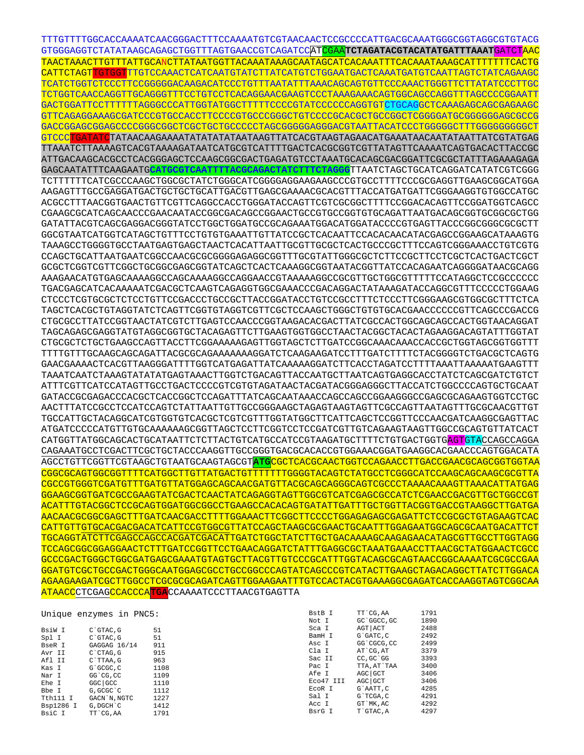```
TTTGTTTTGGCACCAAAATCAACGGGACTTTCCAAAATGTCGTAACAACTCCGCCCCATTGACGCAAATGGGCGGTAGGCGTGTACG
GTGGGAGGTCTATATAAGCAGAGCTGGTTTAGTGAACCGTCAGATCCATCGAATCTAGATACGTACATATGATTTAAATGATCTAAC
TAACTAAACTTGTTTATTGCANCTTATAATGGTTACAAATAAAGCAATAGCATCACAAATTTCACAAATAAAGCATTTTTTTCACTG
CATTCTAGTTGTGGTTTGTCCAAACTCATCAATGTATCTTATCATGTCTGGAATGACTCAAATGATGTCAATTAGTCTATCAGAAGC
TCATCTGGTCTCCCTTCCGGGGGACAAGACATCCCTGTTTAATATTTAAACAGCAGTGTTCCCAAACTGGGTTCTTATATCCCTTGC
TCTGGTCAACCAGGTTGCAGGGTTTCCTGTCCTCACAGGAACGAAGTCCCTAAAGAAACAGTGGCAGCCAGGTTTAGCCCCGGAATT
GACTGGATTCCTTTTTTAGGGCCCATTGGTATGGCTTTTTCCCCGTATCCCCCCAGGTGTCTGCAGGCTCAAAGAGCAGCGAGAAGC
GTTCAGAGGAAAGCGATCCCGTGCCACCTTCCCCGTGCCCGGGCTGTCCCCGCACGCTGCCGGCTCGGGGATGCGGGGGGAGCGCCG
GACCGGAGCGGAGCCCCGGGCGGCTCGCTGCTGCCCCCTAGCGGGGGAGGGACGTAATTACATCCCTGGGGGCTTTGGGGGGGGGCT
GTCCCTGATATCTATAACAAGAAAATATATATATATAATAAGTTATCACGTAAGTAGAACATGAAATAACAATATAATTATCGTATGAG
TTAAATCTTAAAAGTCACGTAAAAGATAATCATGCGTCATTTTGACTCACGCGGTCGTTATAGTTCAAAATCAGTGACACTTACCGC
ATTGACAAGCACGCCTCACGGGAGCTCCAAGCGGCGACTGAGATGTCCTAAATGCACAGCGACGGATTCGCGCTATTTAGAAAGAGA
GAGCAATATTTCAAGAATGCATGCGTCAATTTTACGCAGACTATCTTTCTAGGGTTAATCTAGCTGCATCAGGATCATATCGTCGGG
TCTTTTTTCATCGCCCAAGCTGGCGCTATCTGGGCATCGGGGAGGAAGAAGCCCGTGCCTTTTCCCGCGAGGTTGAAGCGGCATGGA
AAGAGTTTGCCGAGGATGACTGCTGCTGCATTGACGTTGAGCGAAAACGCACGTTTACCATGATGATTCGGGAAGGTGTGGCCATGC
ACGCCTTTAACGGTGAACTGTTCGTTCAGGCCACCTGGGATACCAGTTCGTCGCGGCTTTTCCGGACACAGTTCCGGATGGTCAGCC
CGAAGCGCATCAGCAACCCGAACAATACCGGCGACAGCCGGAACTGCCGTGCCGGTGTGCAGATTAATGACAGCGGTGCGGCGCTGG
GATATTACGTCAGCGAGGACGGGTATCCTGGCTGGATGCCGCAGAAATGGACATGGATACCCCGTGAGTTACCCGGCGGGCGCGCTT
GGCGTAATCATGGTCATAGCTGTTTCCTGTGTGAAATTGTTATCCGCTCACAATTCCACACAACATACGAGCCGGAAGCATAAAGTG
TAAAGCCTGGGGTGCCTAATGAGTGAGCTAACTCACATTAATTGCGTTGCGCTCACTGCCCGCTTTCCAGTCGGGAAACCTGTCGTG
CCAGCTGCATTAATGAATCGGCCAACGCGCGGGGAGAGGCGGTTTGCGTATTGGGCGCTCTTCCGCTTCCTCGCTCACTGACTCGCT
GCGCTCGGTCGTTCGGCTGCGGCGAGCGGTATCAGCTCACTCAAAGGCGGTAATACGGTTATCCACAGAATCAGGGGATAACGCAGG
AAAGAACATGTGAGCAAAAGGCCAGCAAAAGGCCAGGAACCGTAAAAAGGCCGCGTTGCTGGCGTTTTTCCATAGGCTCCGCCCCCC
TGACGAGCATCACAAAAATCGACGCTCAAGTCAGAGGTGGCGAAACCCGACAGGACTATAAAGATACCAGGCGTTTCCCCCTGGAAG
CTCCCTCGTGCGCTCTCCTGTTCCGACCCTGCCGCTTACCGGATACCTGTCCGCCTTTCTCCCTTCGGGAAGCGTGGCGCTTTCTCA
TAGCTCACGCTGTAGGTATCTCAGTTCGGTGTAGGTCGTTCGCTCCAAGCTGGGCTGTGTGCACGAACCCCCCGTTCAGCCCGACCG
CTGCGCCTTATCCGGTAACTATCGTCTTGAGTCCAACCCGGTAAGACACGACTTATCGCCACTGGCAGCAGCCACTGGTAACAGGAT
TAGCAGAGCGAGGTATGTAGGCGGTGCTACAGAGTTCTTGAAGTGGTGGCCTAACTACGGCTACACTAGAAGGACAGTATTTGGTAT
CTGCGCTCTGCTGAAGCCAGTTACCTTCGGAAAAAGAGTTGGTAGCTCTTGATCCGGCAAACAAACCACCGCTGGTAGCGGTGGTTT
TTTTGTTTGCAAGCAGCAGATTACGCGCAGAAAAAAAGGATCTCAAGAAGATCCTTTGATCTTTTCTACGGGGTCTGACGCTCAGTG
GAACGAAAACTCACGTTAAGGGATTTTGGTCATGAGATTATCAAAAAGGATCTTCACCTAGATCCTTTTAAATTAAAAATGAAGTTT
TAAATCAATCTAAAGTATATATGAGTAAACTTGGTCTGACAGTTACCAATGCTTAATCAGTGAGGCACCTATCTCAGCGATCTGTCT
ATTTCGTTCATCCATAGTTGCCTGACTCCCCGTCGTGTAGATAACTACGATACGGGAGGGCTTACCATCTGGCCCCAGTGCTGCAAT
GATACCGCGAGACCCACGCTCACCGGCTCCAGATTTATCAGCAATAAACCAGCCAGCCGGAAGGGCCGAGCGCAGAAGTGGTCCTGC
AACTTTATCCGCCTCCATCCAGTCTATTAATTGTTGCCGGGAAGCTAGAGTAAGTAGTTCGCCAGTTAATAGTTTGCGCAACGTTGT
TGCCATTGCTACAGGCATCGTGGTGTCACGCTCGTCGTTTGGTATGGCTTCATTCAGCTCCGGTTCCCAACGATCAAGGCGAGTTAC
ATGATCCCCCATGTTGTGCAAAAAAGCGGTTAGCTCCTTCGGTCCTCCGATCGTTGTCAGAAGTAAGTTGGCCGCAGTGTTATCACT
CATGGTTATGGCAGCACTGCATAATTCTCTTACTGTCATGCCATCCGTAAGATGCTTTTCTGTGACTGGTGAGTGTACCAGCCAGGA
CAGAAATGCCTCGACTTCGCTCGCTACCCAAGGTTGCCGGGTGACGCACACCGTGGAAACGGATGAAGGCACGAACCCAGTGGACATA
AGCCTGTTCGGTTCGTAAGCTGTAATGCAAGTAGCGTATGCGCTCACGCAACTGGTCCAGAACCTTGACCGAACGCAGCGGTGGTAA
CGGCGCAGTGGCGGTTTTCATGGCTTGTTATGACTGTTTTTTTGGGGTACAGTCTATGCCTCGGGCATCCAAGCAGCAAGCGCGTTA
CGCCGTGGGTCGATGTTTGATGTTATGGAGCAGCAACGATGTTACGCAGCAGGGCAGTCGCCCTAAAACAAAGTTAAACATTATGAG
GGAAGCGGTGATCGCCGAAGTATCGACTCAACTATCAGAGGTAGTTGGCGTCATCGAGCGCCATCTCGAACCGACGTTGCTGGCCGT
ACATTTGTACGGCTCCGCAGTGGATGGCGGCCTGAAGCCACACAGTGATATTGATTTGCTGGTTACGGTGACCGTAAGGCTTGATGA
AACAACGCGGCGAGCTTTGATCAACGACCTTTTGGAAACTTCGGCTTCCCCTGGAGAGAGCGAGATTCTCCGCGCTGTAGAAGTCAC
CATTGTTGTGCACGACGACATCATTCCGTGGCGTTATCCAGCTAAGCGCGAACTGCAATTTGGAGAATGGCAGCGCAATGACATTCT
TGCAGGTATCTTCGAGCCAGCCACGATCGACATTGATCTGGCTATCTTGCTGACAAAAGCAAGAGAACATAGCGTTGCCTTGGTAGG
TCCAGCGGCGGAGGAACTCTTTGATCCGGTTCCTGAACAGGATCTATTTGAGGCGCTAAATGAAACCTTAACGCTATGGAACTCGCC
GCCCGACTGGGCTGGCGATGAGCGAAATGTAGTGCTTACGTTGTCCCGCATTTGGTACAGCGCAGTAACCGGCAAAATCGCGCCGAA
GGATGTCGCTGCCGACTGGGCAATGGAGCGCCTGCCGGCCCAGTATCAGCCCGTCATACTTGAAGCTAGACAGGCTTATCTTGGACA
AGAAGAAGATCGCTTGGCCTCGCGCGCAGATCAGTTGGAAGAATTTGTCCACTACGTGAAAGGCGAGATCACCAAGGTAGTCGGCAA
ATAACCCTCGAGCCACCCATGACCAAAATCCCTTAACGTGAGTTA
```

Unique enzymes in PNC5:

| Enzyme | Site | Position |
|---|---|---|
| BsiW I | C`GTAC,G | 51 |
| Spl I | C`GTAC,G | 51 |
| BseR I | GAGGAG 16/14 | 911 |
| Avr II | C`CTAG,G | 915 |
| Afl II | C`TTAA,G | 963 |
| Kas I | G`GCGC,C | 1108 |
| Nar I | GG`CG,CC | 1109 |
| Ehe I | GGC\|GCC | 1110 |
| Bbe I | G,GCGC`C | 1112 |
| Tth111 I | GACN`N,NGTC | 1227 |
| Bsp1286 I | G,DGCH`C | 1412 |
| BsiC I | TT`CG,AA | 1791 |
| BstB I | TT`CG,AA | 1791 |
| Not I | GC`GGCC,GC | 1890 |
| Sca I | AGT\|ACT | 2488 |
| BamH I | G`GATC,C | 2492 |
| Asc I | GG`CGCG,CC | 2499 |
| Cla I | AT`CG,AT | 3379 |
| Sac II | CC,GC`GG | 3393 |
| Pac I | TTA,AT`TAA | 3400 |
| Afe I | AGC\|GCT | 3406 |
| Eco47 III | AGC\|GCT | 3406 |
| EcoR I | G`AATT,C | 4285 |
| Sal I | G`TCGA,C | 4291 |
| Acc I | GT`MK,AC | 4292 |
| BsrG I | T`GTAC,A | 4297 |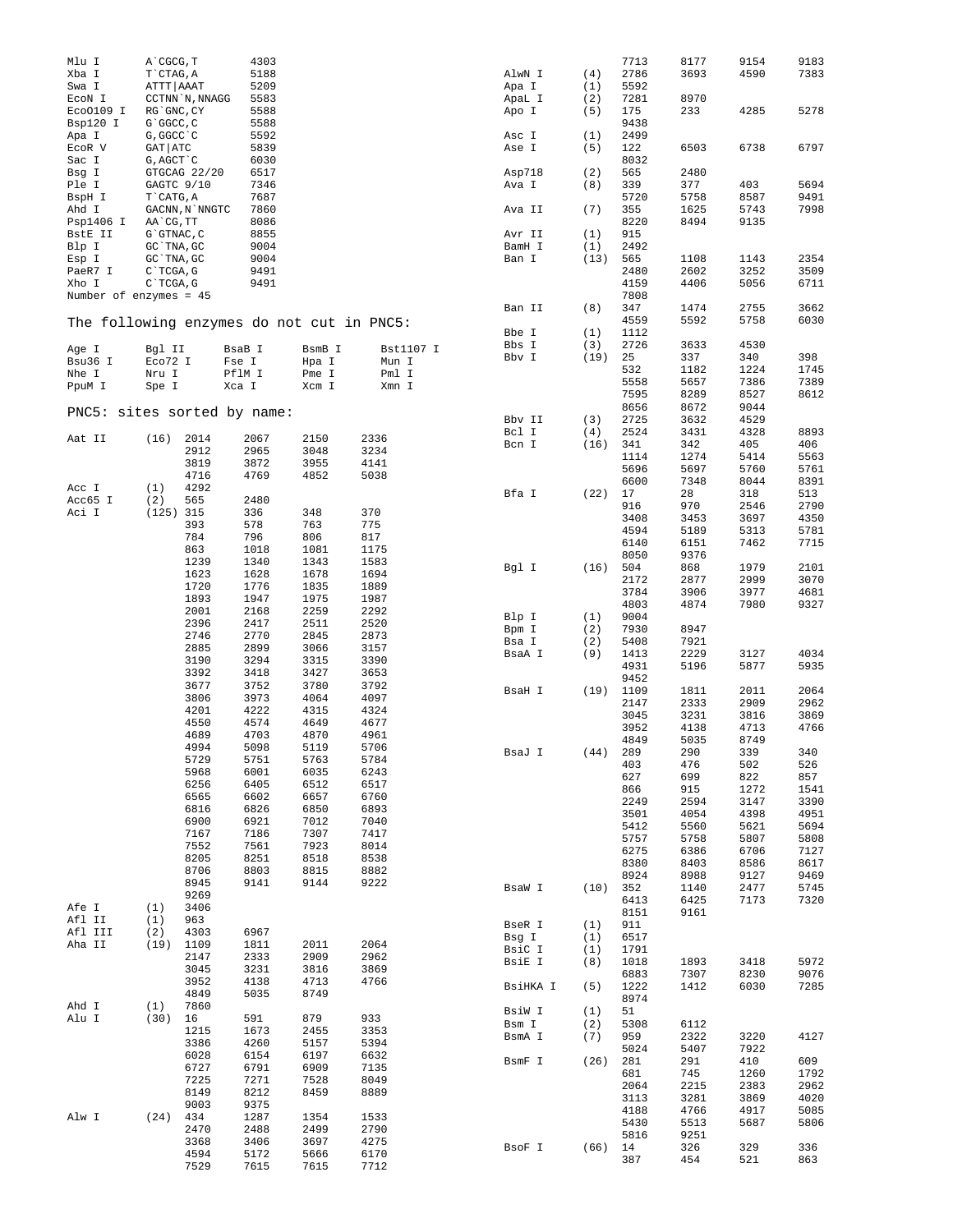```
Mlu I       A`CGCG,T       4303
Xba I       T`CTAG,A       5188
Swa I       ATTT|AAAT      5209
EcoN I      CCTNN`N,NNAGG  5583
EcoO109 I   RG`GNC,CY      5588
Bsp120 I    G`GGCC,C       5588
Apa I       G,GGCC`C       5592
EcoR V      GAT|ATC        5839
Sac I       G,AGCT`C       6030
Bsg I       GTGCAG 22/20   6517
Ple I       GAGTC 9/10     7346
BspH I      T`CATG,A       7687
Ahd I       GACNN,N`NNGTC  7860
Psp1406 I   AA`CG,TT       8086
BstE II     G`GTNAC,C      8855
Blp I       GC`TNA,GC      9004
Esp I       GC`TNA,GC      9004
PaeR7 I     C`TCGA,G       9491
Xho I       C`TCGA,G       9491
Number of enzymes = 45
```

The following enzymes do not cut in PNC5:

```
Age I      Bgl II     BsaB I     BsmB I     Bst1107 I
Bsu36 I    Eco72 I    Fse I      Hpa I      Mun I
Nhe I      Nru I      PflM I     Pme I      Pml I
PpuM I     Spe I      Xca I      Xcm I      Xmn I
```

PNC5: sites sorted by name:

```
Aat II      (16)  2014   2067   2150   2336
                  2912   2965   3048   3234
                  3819   3872   3955   4141
                  4716   4769   4852   5038
Acc I       (1)   4292
Acc65 I     (2)   565    2480
Aci I       (125) 315    336    348    370
                  393    578    763    775
                  784    796    806    817
                  863    1018   1081   1175
                  1239   1340   1343   1583
                  1623   1628   1678   1694
                  1720   1776   1835   1889
                  1893   1947   1975   1987
                  2001   2168   2259   2292
                  2396   2417   2511   2520
                  2746   2770   2845   2873
                  2885   2899   3066   3157
                  3190   3294   3315   3390
                  3392   3418   3427   3653
                  3677   3752   3780   3792
                  3806   3973   4064   4097
                  4201   4222   4315   4324
                  4550   4574   4649   4677
                  4689   4703   4870   4961
                  4994   5098   5119   5706
                  5729   5751   5763   5784
                  5968   6001   6035   6243
                  6256   6405   6512   6517
                  6565   6602   6657   6760
                  6816   6826   6850   6893
                  6900   6921   7012   7040
                  7167   7186   7307   7417
                  7552   7561   7923   8014
                  8205   8251   8518   8538
                  8706   8803   8815   8882
                  8945   9141   9144   9222
                  9269
Afe I       (1)   3406
Afl II      (1)   963
Afl III     (2)   4303   6967
Aha II      (19)  1109   1811   2011   2064
                  2147   2333   2909   2962
                  3045   3231   3816   3869
                  3952   4138   4713   4766
                  4849   5035   8749
Ahd I       (1)   7860
Alu I       (30)  16     591    879    933
                  1215   1673   2455   3353
                  3386   4260   5157   5394
                  6028   6154   6197   6632
                  6727   6791   6909   7135
                  7225   7271   7528   8049
                  8149   8212   8459   8889
                  9003   9375
Alw I       (24)  434    1287   1354   1533
                  2470   2488   2499   2790
                  3368   3406   3697   4275
                  4594   5172   5666   6170
                  7529   7615   7615   7712
                  7713   8177   9154   9183
AlwN I      (4)   2786   3693   4590   7383
Apa I       (1)   5592
ApaL I      (2)   7281   8970
Apo I       (5)   175    233    4285   5278
                  9438
Asc I       (1)   2499
Ase I       (5)   122    6503   6738   6797
                  8032
Asp718      (2)   565    2480
Ava I       (8)   339    377    403    5694
                  5720   5758   8587   9491
Ava II      (7)   355    1625   5743   7998
                  8220   8494   9135
Avr II      (1)   915
BamH I      (1)   2492
Ban I       (13)  565    1108   1143   2354
                  2480   2602   3252   3509
                  4159   4406   5056   6711
                  7808
Ban II      (8)   347    1474   2755   3662
                  4559   5592   5758   6030
Bbe I       (1)   1112
Bbs I       (3)   2726   3633   4530
Bbv I       (19)  25     337    340    398
                  532    1182   1224   1745
                  5558   5657   7386   7389
                  7595   8289   8527   8612
                  8656   8672   9044
Bbv II      (3)   2725   3632   4529
Bcl I       (4)   2524   3431   4328   8893
Bcn I       (16)  341    342    405    406
                  1114   1274   5414   5563
                  5696   5697   5760   5761
                  6600   7348   8044   8391
Bfa I       (22)  17     28     318    513
                  916    970    2546   2790
                  3408   3453   3697   4350
                  4594   5189   5313   5781
                  6140   6151   7462   7715
                  8050   9376
Bgl I       (16)  504    868    1979   2101
                  2172   2877   2999   3070
                  3784   3906   3977   4681
                  4803   4874   7980   9327
Blp I       (1)   9004
Bpm I       (2)   7930   8947
Bsa I       (2)   5408   7921
BsaA I      (9)   1413   2229   3127   4034
                  4931   5196   5877   5935
                  9452
BsaH I      (19)  1109   1811   2011   2064
                  2147   2333   2909   2962
                  3045   3231   3816   3869
                  3952   4138   4713   4766
                  4849   5035   8749
BsaJ I      (44)  289    290    339    340
                  403    476    502    526
                  627    699    822    857
                  866    915    1272   1541
                  2249   2594   3147   3390
                  3501   4054   4398   4951
                  5412   5560   5621   5694
                  5757   5758   5807   5808
                  6275   6386   6706   7127
                  8380   8403   8586   8617
                  8924   8988   9127   9469
BsaW I      (10)  352    1140   2477   5745
                  6413   6425   7173   7320
                  8151   9161
BseR I      (1)   911
Bsg I       (1)   6517
BsiC I      (1)   1791
BsiE I      (8)   1018   1893   3418   5972
                  6883   7307   8230   9076
BsiHKA I    (5)   1222   1412   6030   7285
                  8974
BsiW I      (1)   51
Bsm I       (2)   5308   6112
BsmA I      (7)   959    2322   3220   4127
                  5024   5407   7922
BsmF I      (26)  281    291    410    609
                  681    745    1260   1792
                  2064   2215   2383   2962
                  3113   3281   3869   4020
                  4188   4766   4917   5085
                  5430   5513   5687   5806
                  5816   9251
BsoF I      (66)  14     326    329    336
                  387    454    521    863
```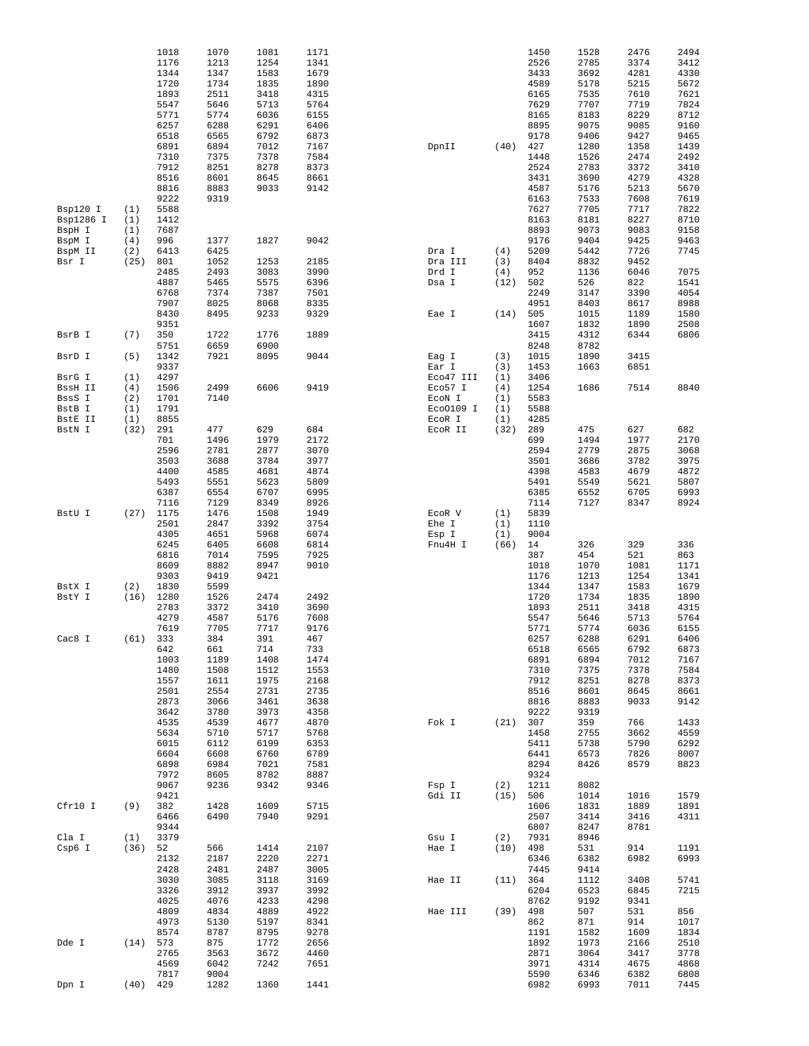```
                1018    1070    1081    1171                           1450    1528    2476    2494
                1176    1213    1254    1341                           2526    2785    3374    3412
                1344    1347    1583    1679                           3433    3692    4281    4330
                1720    1734    1835    1890                           4589    5178    5215    5672
                1893    2511    3418    4315                           6165    7535    7610    7621
                5547    5646    5713    5764                           7629    7707    7719    7824
                5771    5774    6036    6155                           8165    8183    8229    8712
                6257    6288    6291    6406                           8895    9075    9085    9160
                6518    6565    6792    6873                           9178    9406    9427    9465
                6891    6894    7012    7167         DpnII     (40)   427     1280    1358    1439
                7310    7375    7378    7584                           1448    1526    2474    2492
                7912    8251    8278    8373                           2524    2783    3372    3410
                8516    8601    8645    8661                           3431    3690    4279    4328
                8816    8883    9033    9142                           4587    5176    5213    5670
                9222    9319                                           6163    7533    7608    7619
Bsp120 I   (1)  5588                                                   7627    7705    7717    7822
Bsp1286 I  (1)  1412                                                   8163    8181    8227    8710
BspH I     (1)  7687                                                   8893    9073    9083    9158
BspM I     (4)  996     1377    1827    9042                           9176    9404    9425    9463
BspM II    (2)  6413    6425                         Dra I     (4)    5209    5442    7726    7745
Bsr I      (25) 801     1052    1253    2185         Dra III   (3)    8404    8832    9452
                2485    2493    3083    3990         Drd I     (4)    952     1136    6046    7075
                4887    5465    5575    6396         Dsa I     (12)   502     526     822     1541
                6768    7374    7387    7501                           2249    3147    3390    4054
                7907    8025    8068    8335                           4951    8403    8617    8988
                8430    8495    9233    9329         Eae I     (14)   505     1015    1189    1580
                9351                                                   1607    1832    1890    2508
BsrB I     (7)  350     1722    1776    1889                           3415    4312    6344    6806
                5751    6659    6900                                   8248    8782
BsrD I     (5)  1342    7921    8095    9044         Eag I     (3)    1015    1890    3415
                9337                                 Ear I     (3)    1453    1663    6851
BsrG I     (1)  4297                                 Eco47 III (1)    3406
BssH II    (4)  1506    2499    6606    9419         Eco57 I   (4)    1254    1686    7514    8840
BssS I     (2)  1701    7140                         EcoN I    (1)    5583
BstB I     (1)  1791                                 EcoO109 I (1)    5588
BstE II    (1)  8855                                 EcoR I    (1)    4285
BstN I     (32) 291     477     629     684          EcoR II   (32)   289     475     627     682
                701     1496    1979    2172                           699     1494    1977    2170
                2596    2781    2877    3070                           2594    2779    2875    3068
                3503    3688    3784    3977                           3501    3686    3782    3975
                4400    4585    4681    4874                           4398    4583    4679    4872
                5493    5551    5623    5809                           5491    5549    5621    5807
                6387    6554    6707    6995                           6385    6552    6705    6993
                7116    7129    8349    8926                           7114    7127    8347    8924
BstU I     (27) 1175    1476    1508    1949         EcoR V    (1)    5839
                2501    2847    3392    3754         Ehe I     (1)    1110
                4305    4651    5968    6074         Esp I     (1)    9004
                6245    6405    6608    6814         Fnu4H I   (66)   14      326     329     336
                6816    7014    7595    7925                           387     454     521     863
                8609    8882    8947    9010                           1018    1070    1081    1171
                9303    9419    9421                                   1176    1213    1254    1341
BstX I     (2)  1830    5599                                           1344    1347    1583    1679
BstY I     (16) 1280    1526    2474    2492                           1720    1734    1835    1890
                2783    3372    3410    3690                           1893    2511    3418    4315
                4279    4587    5176    7608                           5547    5646    5713    5764
                7619    7705    7717    9176                           5771    5774    6036    6155
Cac8 I     (61) 333     384     391     467                            6257    6288    6291    6406
                642     661     714     733                            6518    6565    6792    6873
                1003    1189    1408    1474                           6891    6894    7012    7167
                1480    1508    1512    1553                           7310    7375    7378    7584
                1557    1611    1975    2168                           7912    8251    8278    8373
                2501    2554    2731    2735                           8516    8601    8645    8661
                2873    3066    3461    3638                           8816    8883    9033    9142
                3642    3780    3973    4358                           9222    9319
                4535    4539    4677    4870         Fok I     (21)   307     359     766     1433
                5634    5710    5717    5768                           1458    2755    3662    4559
                6015    6112    6199    6353                           5411    5738    5790    6292
                6604    6608    6760    6789                           6441    6573    7826    8007
                6898    6984    7021    7581                           8294    8426    8579    8823
                7972    8605    8782    8887                           9324
                9067    9236    9342    9346         Fsp I     (2)    1211    8082
                9421                                 Gdi II    (15)   506     1014    1016    1579
Cfr10 I    (9)  382     1428    1609    5715                           1606    1831    1889    1891
                6466    6490    7940    9291                           2507    3414    3416    4311
                9344                                                   6807    8247    8781
Cla I      (1)  3379                                 Gsu I     (2)    7931    8946
Csp6 I     (36) 52      566     1414    2107         Hae I     (10)   498     531     914     1191
                2132    2187    2220    2271                           6346    6382    6982    6993
                2428    2481    2487    3005                           7445    9414
                3030    3085    3118    3169         Hae II    (11)   364     1112    3408    5741
                3326    3912    3937    3992                           6204    6523    6845    7215
                4025    4076    4233    4298                           8762    9192    9341
                4809    4834    4889    4922         Hae III   (39)   498     507     531     856
                4973    5130    5197    8341                           862     871     914     1017
                8574    8787    8795    9278                           1191    1582    1609    1834
Dde I      (14) 573     875     1772    2656                           1892    1973    2166    2510
                2765    3563    3672    4460                           2871    3064    3417    3778
                4569    6042    7242    7651                           3971    4314    4675    4868
                7817    9004                                           5590    6346    6382    6808
Dpn I      (40) 429     1282    1360    1441                           6982    6993    7011    7445
```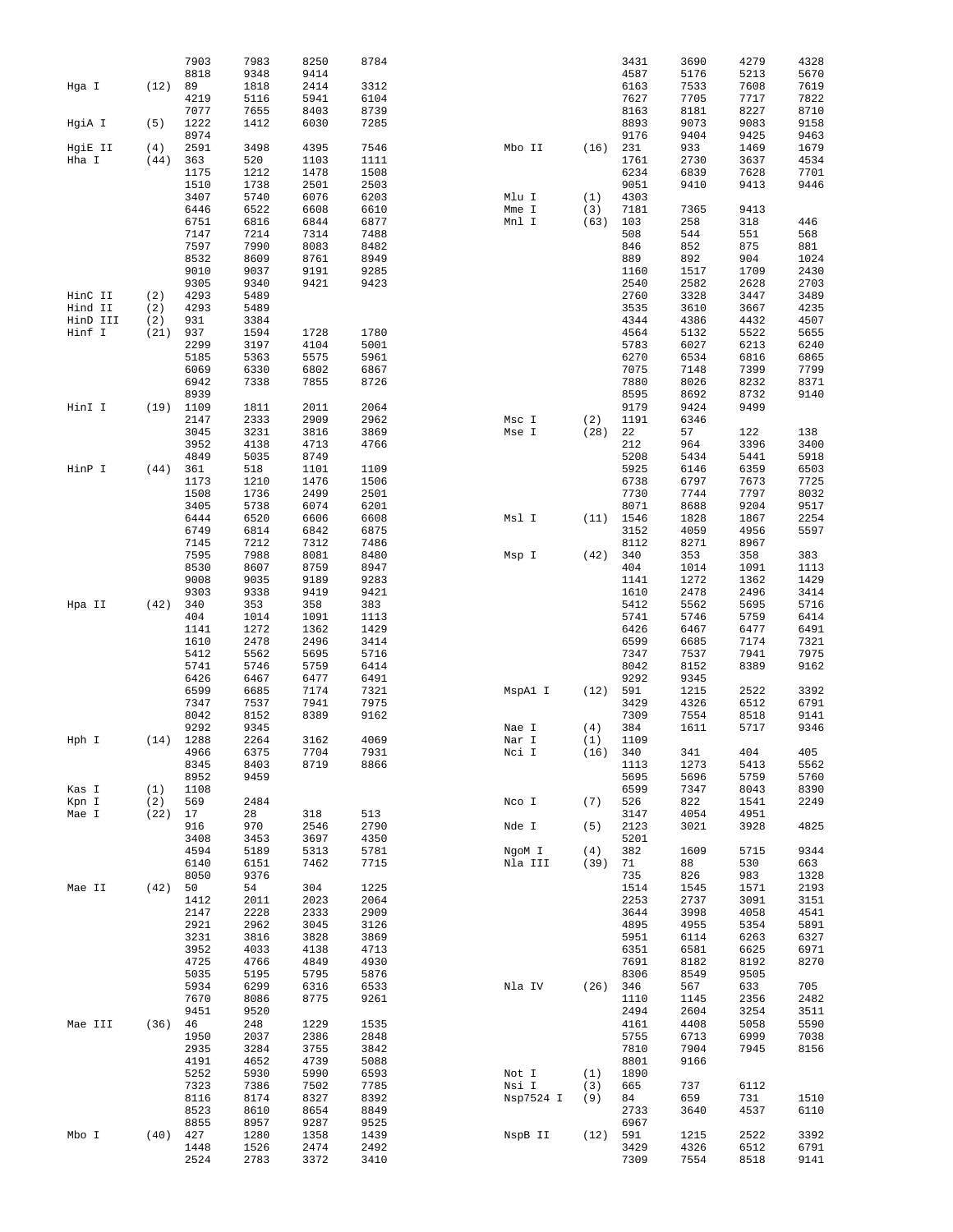```
                 7903     7983     8250     8784                              3431     3690     4279     4328
                 8818     9348     9414                                       4587     5176     5213     5670
Hga I     (12)   89       1818     2414     3312                              6163     7533     7608     7619
                 4219     5116     5941     6104                              7627     7705     7717     7822
                 7077     7655     8403     8739                              8163     8181     8227     8710
HgiA I    (5)    1222     1412     6030     7285                              8893     9073     9083     9158
                 8974                                                         9176     9404     9425     9463
HgiE II   (4)    2591     3498     4395     7546     Mbo II      (16)   231      933      1469     1679
Hha I     (44)   363      520      1103     1111                              1761     2730     3637     4534
                 1175     1212     1478     1508                              6234     6839     7628     7701
                 1510     1738     2501     2503                              9051     9410     9413     9446
                 3407     5740     6076     6203     Mlu I       (1)    4303
                 6446     6522     6608     6610     Mme I       (3)    7181     7365     9413
                 6751     6816     6844     6877     Mnl I       (63)   103      258      318      446
                 7147     7214     7314     7488                              508      544      551      568
                 7597     7990     8083     8482                              846      852      875      881
                 8532     8609     8761     8949                              889      892      904      1024
                 9010     9037     9191     9285                              1160     1517     1709     2430
                 9305     9340     9421     9423                              2540     2582     2628     2703
HinC II   (2)    4293     5489                                                2760     3328     3447     3489
Hind II   (2)    4293     5489                                                3535     3610     3667     4235
HinD III  (2)    931      3384                                                4344     4386     4432     4507
Hinf I    (21)   937      1594     1728     1780                              4564     5132     5522     5655
                 2299     3197     4104     5001                              5783     6027     6213     6240
                 5185     5363     5575     5961                              6270     6534     6816     6865
                 6069     6330     6802     6867                              7075     7148     7399     7799
                 6942     7338     7855     8726                              7880     8026     8232     8371
                 8939                                                         8595     8692     8732     9140
HinI I    (19)   1109     1811     2011     2064                              9179     9424     9499
                 2147     2333     2909     2962     Msc I       (2)    1191     6346
                 3045     3231     3816     3869     Mse I       (28)   22       57       122      138
                 3952     4138     4713     4766                              212      964      3396     3400
                 4849     5035     8749                                       5208     5434     5441     5918
HinP I    (44)   361      518      1101     1109                              5925     6146     6359     6503
                 1173     1210     1476     1506                              6738     6797     7673     7725
                 1508     1736     2499     2501                              7730     7744     7797     8032
                 3405     5738     6074     6201                              8071     8688     9204     9517
                 6444     6520     6606     6608     Msl I       (11)   1546     1828     1867     2254
                 6749     6814     6842     6875                              3152     4059     4956     5597
                 7145     7212     7312     7486                              8112     8271     8967
                 7595     7988     8081     8480     Msp I       (42)   340      353      358      383
                 8530     8607     8759     8947                              404      1014     1091     1113
                 9008     9035     9189     9283                              1141     1272     1362     1429
                 9303     9338     9419     9421                              1610     2478     2496     3414
Hpa II    (42)   340      353      358      383                               5412     5562     5695     5716
                 404      1014     1091     1113                              5741     5746     5759     6414
                 1141     1272     1362     1429                              6426     6467     6477     6491
                 1610     2478     2496     3414                              6599     6685     7174     7321
                 5412     5562     5695     5716                              7347     7537     7941     7975
                 5741     5746     5759     6414                              8042     8152     8389     9162
                 6426     6467     6477     6491                              9292     9345
                 6599     6685     7174     7321     MspA1 I     (12)   591      1215     2522     3392
                 7347     7537     7941     7975                              3429     4326     6512     6791
                 8042     8152     8389     9162                              7309     7554     8518     9141
                 9292     9345                       Nae I       (4)    384      1611     5717     9346
Hph I     (14)   1288     2264     3162     4069     Nar I       (1)    1109
                 4966     6375     7704     7931     Nci I       (16)   340      341      404      405
                 8345     8403     8719     8866                              1113     1273     5413     5562
                 8952     9459                                                5695     5696     5759     5760
Kas I     (1)    1108                                                         6599     7347     8043     8390
Kpn I     (2)    569      2484                       Nco I       (7)    526      822      1541     2249
Mae I     (22)   17       28       318      513                               3147     4054     4951
                 916      970      2546     2790     Nde I       (5)    2123     3021     3928     4825
                 3408     3453     3697     4350                              5201
                 4594     5189     5313     5781     NgoM I      (4)    382      1609     5715     9344
                 6140     6151     7462     7715     Nla III     (39)   71       88       530      663
                 8050     9376                                            735      826      983      1328
Mae II    (42)   50       54       304      1225                              1514     1545     1571     2193
                 1412     2011     2023     2064                              2253     2737     3091     3151
                 2147     2228     2333     2909                              3644     3998     4058     4541
                 2921     2962     3045     3126                              4895     4955     5354     5891
                 3231     3816     3828     3869                              5951     6114     6263     6327
                 3952     4033     4138     4713                              6351     6581     6625     6971
                 4725     4766     4849     4930                              7691     8182     8192     8270
                 5035     5195     5795     5876                              8306     8549     9505
                 5934     6299     6316     6533     Nla IV      (26)   346      567      633      705
                 7670     8086     8775     9261                              1110     1145     2356     2482
                 9451     9520                                                2494     2604     3254     3511
Mae III   (36)   46       248      1229     1535                              4161     4408     5058     5590
                 1950     2037     2386     2848                              5755     6713     6999     7038
                 2935     3284     3755     3842                              7810     7904     7945     8156
                 4191     4652     4739     5088                              8801     9166
                 5252     5930     5990     6593     Not I       (1)    1890
                 7323     7386     7502     7785     Nsi I       (3)    665      737      6112
                 8116     8174     8327     8392     Nsp7524 I   (9)    84       659      731      1510
                 8523     8610     8654     8849                              2733     3640     4537     6110
                 8855     8957     9287     9525                              6967
Mbo I     (40)   427      1280     1358     1439     NspB II     (12)   591      1215     2522     3392
                 1448     1526     2474     2492                              3429     4326     6512     6791
                 2524     2783     3372     3410                              7309     7554     8518     9141
```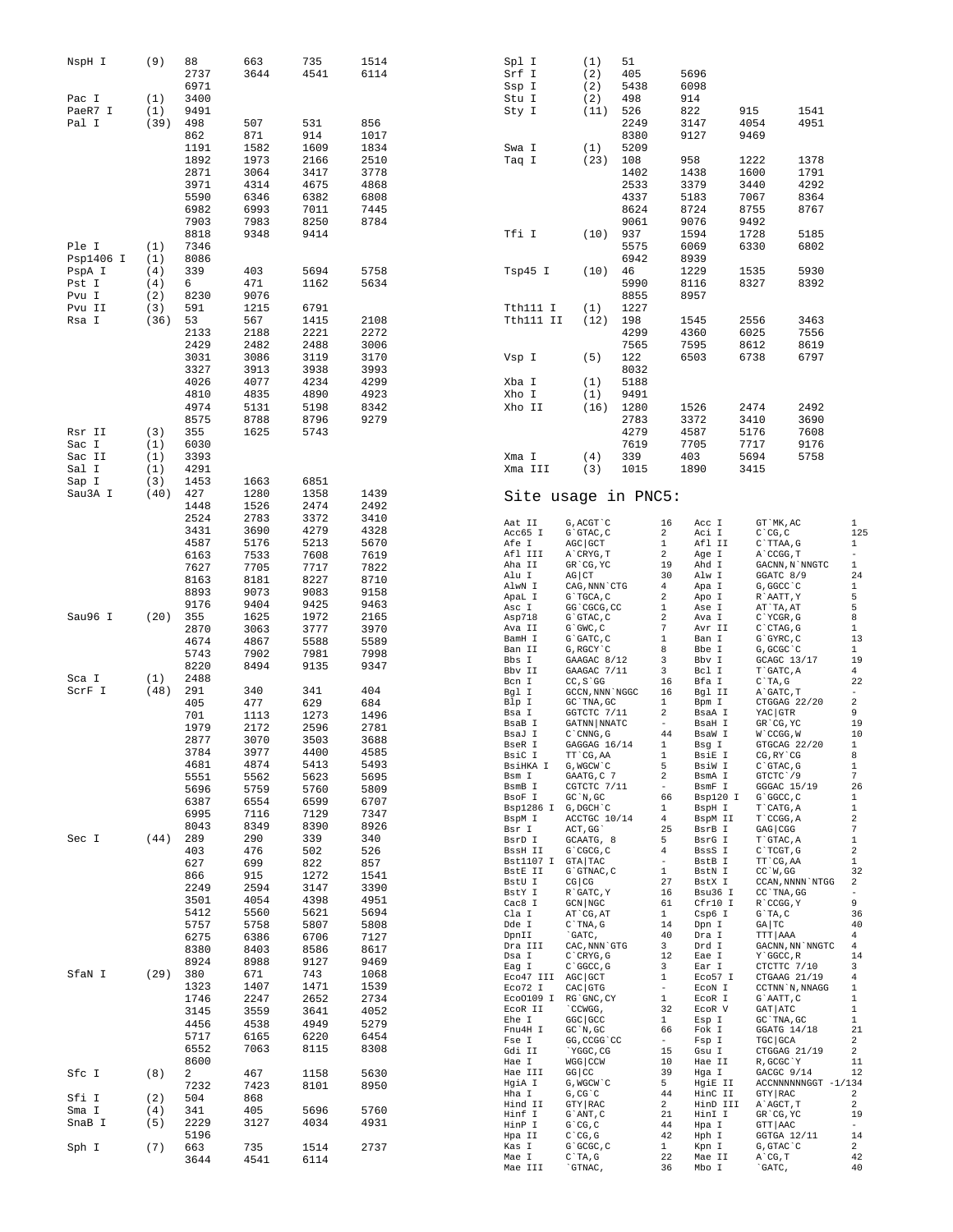```
NspH I     (9)   88    663   735   1514
                 2737  3644  4541  6114
                 6971
Pac I      (1)   3400
PaeR7 I    (1)   9491
Pal I      (39)  498   507   531   856
                 862   871   914   1017
                 1191  1582  1609  1834
                 1892  1973  2166  2510
                 2871  3064  3417  3778
                 3971  4314  4675  4868
                 5590  6346  6382  6808
                 6982  6993  7011  7445
                 7903  7983  8250  8784
                 8818  9348  9414
Ple I      (1)   7346
Psp1406 I  (1)   8086
PspA I     (4)   339   403   5694  5758
Pst I      (4)   6     471   1162  5634
Pvu I      (2)   8230  9076
Pvu II     (3)   591   1215  6791
Rsa I      (36)  53    567   1415  2108
                 2133  2188  2221  2272
                 2429  2482  2488  3006
                 3031  3086  3119  3170
                 3327  3913  3938  3993
                 4026  4077  4234  4299
                 4810  4835  4890  4923
                 4974  5131  5198  8342
                 8575  8788  8796  9279
Rsr II     (3)   355   1625  5743
Sac I      (1)   6030
Sac II     (1)   3393
Sal I      (1)   4291
Sap I      (3)   1453  1663  6851
Sau3A I    (40)  427   1280  1358  1439
                 1448  1526  2474  2492
                 2524  2783  3372  3410
                 3431  3690  4279  4328
                 4587  5176  5213  5670
                 6163  7533  7608  7619
                 7627  7705  7717  7822
                 8163  8181  8227  8710
                 8893  9073  9083  9158
                 9176  9404  9425  9463
Sau96 I    (20)  355   1625  1972  2165
                 2870  3063  3777  3970
                 4674  4867  5588  5589
                 5743  7902  7981  7998
                 8220  8494  9135  9347
Sca I      (1)   2488
ScrF I     (48)  291   340   341   404
                 405   477   629   684
                 701   1113  1273  1496
                 1979  2172  2596  2781
                 2877  3070  3503  3688
                 3784  3977  4400  4585
                 4681  4874  5413  5493
                 5551  5562  5623  5695
                 5696  5759  5760  5809
                 6387  6554  6599  6707
                 6995  7116  7129  7347
                 8043  8349  8390  8926
Sec I      (44)  289   290   339   340
                 403   476   502   526
                 627   699   822   857
                 866   915   1272  1541
                 2249  2594  3147  3390
                 3501  4054  4398  4951
                 5412  5560  5621  5694
                 5757  5758  5807  5808
                 6275  6386  6706  7127
                 8380  8403  8586  8617
                 8924  8988  9127  9469
SfaN I     (29)  380   671   743   1068
                 1323  1407  1471  1539
                 1746  2247  2652  2734
                 3145  3559  3641  4052
                 4456  4538  4949  5279
                 5717  6165  6220  6454
                 6552  7063  8115  8308
                 8600
Sfc I      (8)   2     467   1158  5630
                 7232  7423  8101  8950
Sfi I      (2)   504   868
Sma I      (4)   341   405   5696  5760
SnaB I     (5)   2229  3127  4034  4931
                 5196
Sph I      (7)   663   735   1514  2737
                 3644  4541  6114

Spl I      (1)   51
Srf I      (2)   405   5696
Ssp I      (2)   5438  6098
Stu I      (2)   498   914
Sty I      (11)  526   822   915   1541
                 2249  3147  4054  4951
                 8380  9127  9469
Swa I      (1)   5209
Taq I      (23)  108   958   1222  1378
                 1402  1438  1600  1791
                 2533  3379  3440  4292
                 4337  5183  7067  8364
                 8624  8724  8755  8767
                 9061  9076  9492
Tfi I      (10)  937   1594  1728  5185
                 5575  6069  6330  6802
                 6942  8939
Tsp45 I    (10)  46    1229  1535  5930
                 5990  8116  8327  8392
                 8855  8957
Tth111 I   (1)   1227
Tth111 II  (12)  198   1545  2556  3463
                 4299  4360  6025  7556
                 7565  7595  8612  8619
Vsp I      (5)   122   6503  6738  6797
                 8032
Xba I      (1)   5188
Xho I      (1)   9491
Xho II     (16)  1280  1526  2474  2492
                 2783  3372  3410  3690
                 4279  4587  5176  7608
                 7619  7705  7717  9176
Xma I      (4)   339   403   5694  5758
Xma III    (3)   1015  1890  3415
```

## Site usage in PNC5:

```
Aat II     G,ACGT`C         16    Acc I      GT`MK,AC           1
Acc65 I    G`GTAC,C         2     Aci I      C`CG,C             125
Afe I      AGC|GCT          1     Afl II     C`TTAA,G           1
Afl III    A`CRYG,T         2     Age I      A`CCGG,T           -
Aha II     GR`CG,YC         19    Ahd I      GACNN,N`NNGTC      1
Alu I      AG|CT            30    Alw I      GGATC 8/9          24
AlwN I     CAG,NNN`CTG      4     Apa I      G,GGCC`C           1
ApaL I     G`TGCA,C         2     Apo I      R`AATT,Y           5
Asc I      GG`CGCG,CC       1     Ase I      AT`TA,AT           5
Asp718     G`GTAC,C         2     Ava I      C`YCGR,G           8
Ava II     G`GWC,C          7     Avr II     C`CTAG,G           1
BamH I     G`GATC,C         1     Ban I      G`GYRC,C           13
Ban II     G,RGCY`C         8     Bbe I      G,GCGC`C           1
Bbs I      GAAGAC 8/12      3     Bbv I      GCAGC 13/17        19
Bbv II     GAAGAC 7/11      3     Bcl I      T`GATC,A           4
Bcn I      CC,S`GG          16    Bfa I      C`TA,G             22
Bgl I      GCCN,NNN`NGGC    16    Bgl II     A`GATC,T           -
Blp I      GC`TNA,GC        1     Bpm I      CTGGAG 22/20       2
Bsa I      GGTCTC 7/11      2     BsaA I     YAC|GTR            9
BsaB I     GATNN|NNATC      -     BsaH I     GR`CG,YC           19
BsaJ I     C`CNNG,G         44    BsaW I     W`CCGG,W           10
BseR I     GAGGAG 16/14     1     Bsg I      GTGCAG 22/20       1
BsiC I     TT`CG,AA         1     BsiE I     CG,RY`CG           8
BsiHKA I   G,WGCW`C         5     BsiW I     C`GTAC,G           1
Bsm I      GAATG,C 7        2     BsmA I     GTCTC`/9           7
BsmB I     CGTCTC 7/11      -     BsmF I     GGGAC 15/19        26
BsoF I     GC`N,GC          66    Bsp120 I   G`GGCC,C           1
Bsp1286 I  G,DGCH`C         1     BspH I     T`CATG,A           1
BspM I     ACCTGC 10/14     4     BspM II    T`CCGG,A           2
Bsr I      ACT,GG`          25    BsrB I     GAG|CGG            7
BsrD I     GCAATG, 8        5     BsrG I     T`GTAC,A           1
BssH II    G`CGCG,C         4     BssS I     C`TCGT,G           2
Bst1107 I  GTA|TAC          -     BstB I     TT`CG,AA           1
BstE II    G`GTNAC,C        1     BstN I     CC`W,GG            32
BstU I     CG|CG            27    BstX I     CCAN,NNNN`NTGG     2
BstY I     R`GATC,Y         16    Bsu36 I    CC`TNA,GG          -
Cac8 I     GCN|NGC          61    Cfr10 I    R`CCGG,Y           9
Cla I      AT`CG,AT         1     Csp6 I     G`TA,C             36
Dde I      C`TNA,G          14    Dpn I      GA|TC              40
DpnII      `GATC,           40    Dra I      TTT|AAA            4
Dra III    CAC,NNN`GTG      3     Drd I      GACNN,NN`NNGTC     4
Dsa I      C`CRYG,G         12    Eae I      Y`GGCC,R           14
Eag I      C`GGCC,G         3     Ear I      CTCTTC 7/10        3
Eco47 III  AGC|GCT          1     Eco57 I    CTGAAG 21/19       4
Eco72 I    CAC|GTG          -     EcoN I     CCTNN`N,NNAGG      1
Eco0109 I  RG`GNC,CY        1     EcoR I     G`AATT,C           1
EcoR II    `CCWGG,          32    EcoR V     GAT|ATC            1
Ehe I      GGC|GCC          1     Esp I      GC`TNA,GC          1
Fnu4H I    GC`N,GC          66    Fok I      GGATG 14/18        21
Fse I      GG,CCGG`CC       -     Fsp I      TGC|GCA            2
Gdi II     `YGGC,CG         15    Gsu I      CTGGAG 21/19       2
Hae I      WGG|CCW          10    Hae II     R,GCGC`Y           11
Hae III    GG|CC            39    Hga I      GACGC 9/14         12
HgiA I     G,WGCW`C         5     HgiE II    ACCNNNNNNGGT -1/134
Hha I      G,CG`C           44    HinC II    GTY|RAC            2
Hind II    GTY|RAC          2     HinD III   A`AGCT,T           2
Hinf I     G`ANT,C          21    HinI I     GR`CG,YC           19
HinP I     G`CG,C           44    Hpa I      GTT|AAC            -
Hpa II     C`CG,G           42    Hph I      GGTGA 12/11        14
Kas I      G`GCGC,C         1     Kpn I      G,GTAC`C           2
Mae I      C`TA,G           22    Mae II     A`CG,T             42
Mae III    `GTNAC,          36    Mbo I      `GATC,             40
```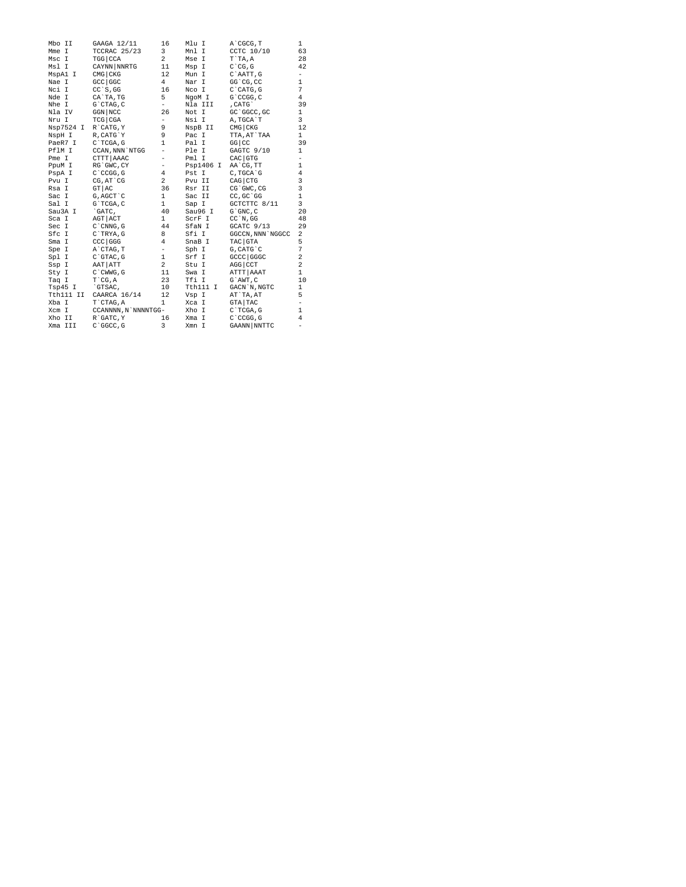| | | | | | |
|---|---|---|---|---|---|
| Mbo II | GAAGA 12/11 | 16 | Mlu I | A`CGCG,T | 1 |
| Mme I | TCCRAC 25/23 | 3 | Mnl I | CCTC 10/10 | 63 |
| Msc I | TGG\|CCA | 2 | Mse I | T`TA,A | 28 |
| Msl I | CAYNN\|NNRTG | 11 | Msp I | C`CG,G | 42 |
| MspA1 I | CMG\|CKG | 12 | Mun I | C`AATT,G | - |
| Nae I | GCC\|GGC | 4 | Nar I | GG`CG,CC | 1 |
| Nci I | CC`S,GG | 16 | Nco I | C`CATG,G | 7 |
| Nde I | CA`TA,TG | 5 | NgoM I | G`CCGG,C | 4 |
| Nhe I | G`CTAG,C | - | Nla III | ,CATG` | 39 |
| Nla IV | GGN\|NCC | 26 | Not I | GC`GGCC,GC | 1 |
| Nru I | TCG\|CGA | - | Nsi I | A,TGCA`T | 3 |
| Nsp7524 I | R`CATG,Y | 9 | NspB II | CMG\|CKG | 12 |
| NspH I | R,CATG`Y | 9 | Pac I | TTA,AT`TAA | 1 |
| PaeR7 I | C`TCGA,G | 1 | Pal I | GG\|CC | 39 |
| PflM I | CCAN,NNN`NTGG | - | Ple I | GAGTC 9/10 | 1 |
| Pme I | CTTT\|AAAC | - | Pml I | CAC\|GTG | - |
| PpuM I | RG`GWC,CY | - | Psp1406 I | AA`CG,TT | 1 |
| PspA I | C`CCGG,G | 4 | Pst I | C,TGCA`G | 4 |
| Pvu I | CG,AT`CG | 2 | Pvu II | CAG\|CTG | 3 |
| Rsa I | GT\|AC | 36 | Rsr II | CG`GWC,CG | 3 |
| Sac I | G,AGCT`C | 1 | Sac II | CC,GC`GG | 1 |
| Sal I | G`TCGA,C | 1 | Sap I | GCTCTTC 8/11 | 3 |
| Sau3A I | `GATC, | 40 | Sau96 I | G`GNC,C | 20 |
| Sca I | AGT\|ACT | 1 | ScrF I | CC`N,GG | 48 |
| Sec I | C`CNNG,G | 44 | SfaN I | GCATC 9/13 | 29 |
| Sfc I | C`TRYA,G | 8 | Sfi I | GGCCN,NNN`NGGCC | 2 |
| Sma I | CCC\|GGG | 4 | SnaB I | TAC\|GTA | 5 |
| Spe I | A`CTAG,T | - | Sph I | G,CATG`C | 7 |
| Spl I | C`GTAC,G | 1 | Srf I | GCCC\|GGGC | 2 |
| Ssp I | AAT\|ATT | 2 | Stu I | AGG\|CCT | 2 |
| Sty I | C`CWWG,G | 11 | Swa I | ATTT\|AAAT | 1 |
| Taq I | T`CG,A | 23 | Tfi I | G`AWT,C | 10 |
| Tsp45 I | `GTSAC, | 10 | Tth111 I | GACN`N,NGTC | 1 |
| Tth111 II | CAARCA 16/14 | 12 | Vsp I | AT`TA,AT | 5 |
| Xba I | T`CTAG,A | 1 | Xca I | GTA\|TAC | - |
| Xcm I | CCANNNN,N`NNNNTGG | - | Xho I | C`TCGA,G | 1 |
| Xho II | R`GATC,Y | 16 | Xma I | C`CCGG,G | 4 |
| Xma III | C`GGCC,G | 3 | Xmn I | GAANN\|NNTTC | - |